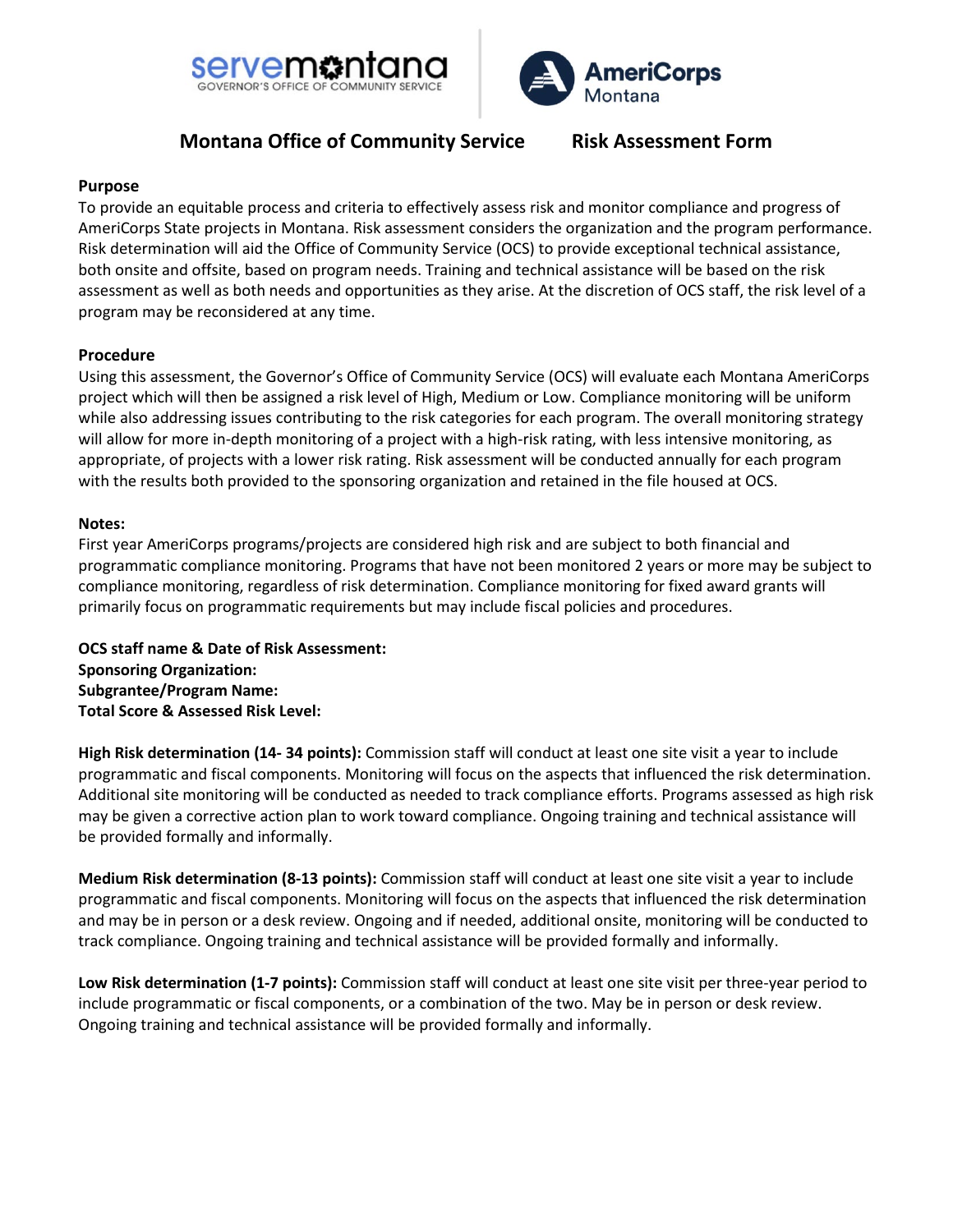# Montana Office of Community Service Risk Assessment Form

## Purpose

To provide an equitable process and criteria to effectively assess risk and monitor compliance and progress of AmeriCorps State projects in Montana. Risk assessment considers the organization and the program performance. Risk determination will aid the Office of Community Service (OCS) to provide exceptional technical assistance, both onsite and offsite, based on program needs. Training and technical assistance will be based on the risk assessment as well as both needs and opportunities as they arise. At the discretion of OCS staff, the risk level of a program may be reconsidered at any time.

## Procedure

Using this assessment, the Governor's Office of Community Service (OCS) will evaluate each Montana AmeriCorps project which will then be assigned a risk level of High, Medium or Low. Compliance monitoring will be uniform while also addressing issues contributing to the risk categories for each program. The overall monitoring strategy will allow for more in-depth monitoring of a project with a high-risk rating, with less intensive monitoring, as appropriate, of projects with a lower risk rating. Risk assessment will be conducted annually for each program with the results both provided to the sponsoring organization and retained in the file housed at OCS.

## Notes:

First year AmeriCorps programs/projects are considered high risk and are subject to both financial and programmatic compliance monitoring. Programs that have not been monitored 2 years or more may be subject to compliance monitoring, regardless of risk determination. Compliance monitoring for fixed award grants will primarily focus on programmatic requirements but may include fiscal policies and procedures.

**OCS staff name & Date of Risk Assessment:**
**Sponsoring Organization:**
**Subgrantee/Program Name:**
**Total Score & Assessed Risk Level:**

**High Risk determination (14- 34 points):** Commission staff will conduct at least one site visit a year to include programmatic and fiscal components. Monitoring will focus on the aspects that influenced the risk determination. Additional site monitoring will be conducted as needed to track compliance efforts. Programs assessed as high risk may be given a corrective action plan to work toward compliance. Ongoing training and technical assistance will be provided formally and informally.

**Medium Risk determination (8-13 points):** Commission staff will conduct at least one site visit a year to include programmatic and fiscal components. Monitoring will focus on the aspects that influenced the risk determination and may be in person or a desk review. Ongoing and if needed, additional onsite, monitoring will be conducted to track compliance. Ongoing training and technical assistance will be provided formally and informally.

**Low Risk determination (1-7 points):** Commission staff will conduct at least one site visit per three-year period to include programmatic or fiscal components, or a combination of the two. May be in person or desk review. Ongoing training and technical assistance will be provided formally and informally.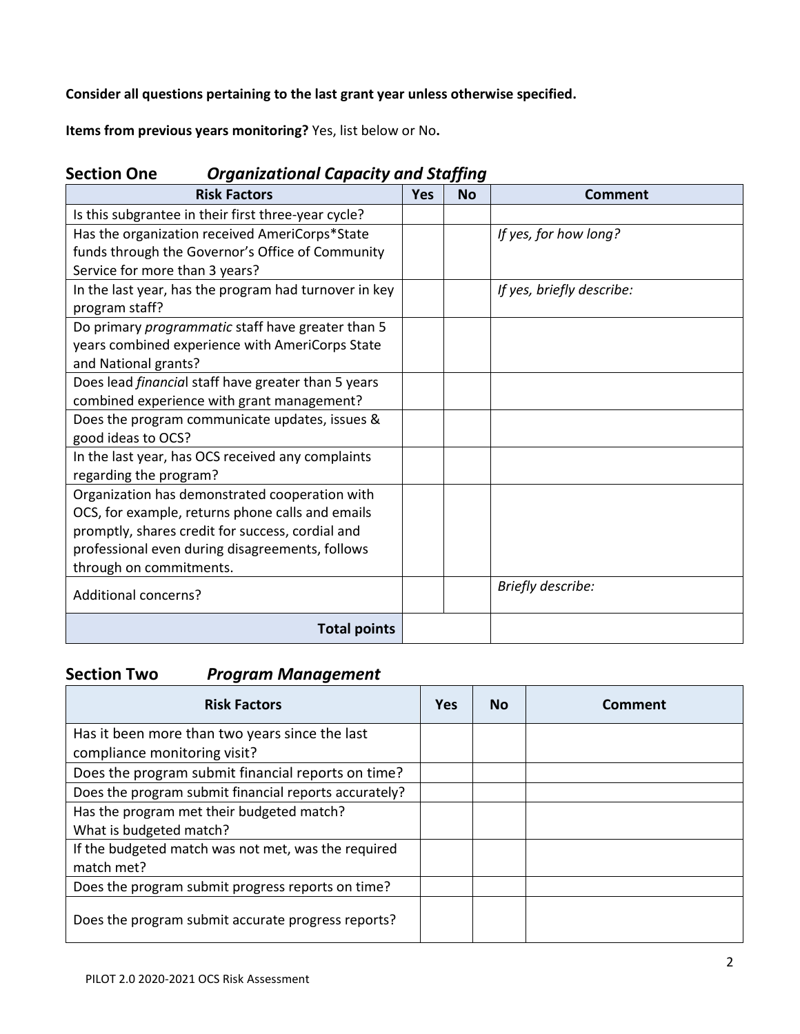**Consider all questions pertaining to the last grant year unless otherwise specified.**

**Items from previous years monitoring?** Yes, list below or No**.**

## Section One *Organizational Capacity and Staffing*

| Risk Factors | Yes | No | Comment |
|---|---|---|---|
| Is this subgrantee in their first three-year cycle? | | | |
| Has the organization received AmeriCorps*State funds through the Governor's Office of Community Service for more than 3 years? | | | *If yes, for how long?* |
| In the last year, has the program had turnover in key program staff? | | | *If yes, briefly describe:* |
| Do primary *programmatic* staff have greater than 5 years combined experience with AmeriCorps State and National grants? | | | |
| Does lead *financia*l staff have greater than 5 years combined experience with grant management? | | | |
| Does the program communicate updates, issues & good ideas to OCS? | | | |
| In the last year, has OCS received any complaints regarding the program? | | | |
| Organization has demonstrated cooperation with OCS, for example, returns phone calls and emails promptly, shares credit for success, cordial and professional even during disagreements, follows through on commitments. | | | |
| Additional concerns? | | | *Briefly describe:* |
| **Total points** | | | |

## Section Two *Program Management*

| Risk Factors | Yes | No | Comment |
|---|---|---|---|
| Has it been more than two years since the last compliance monitoring visit? | | | |
| Does the program submit financial reports on time? | | | |
| Does the program submit financial reports accurately? | | | |
| Has the program met their budgeted match?<br>What is budgeted match? | | | |
| If the budgeted match was not met, was the required match met? | | | |
| Does the program submit progress reports on time? | | | |
| Does the program submit accurate progress reports? | | | |

PILOT 2.0 2020-2021 OCS Risk Assessment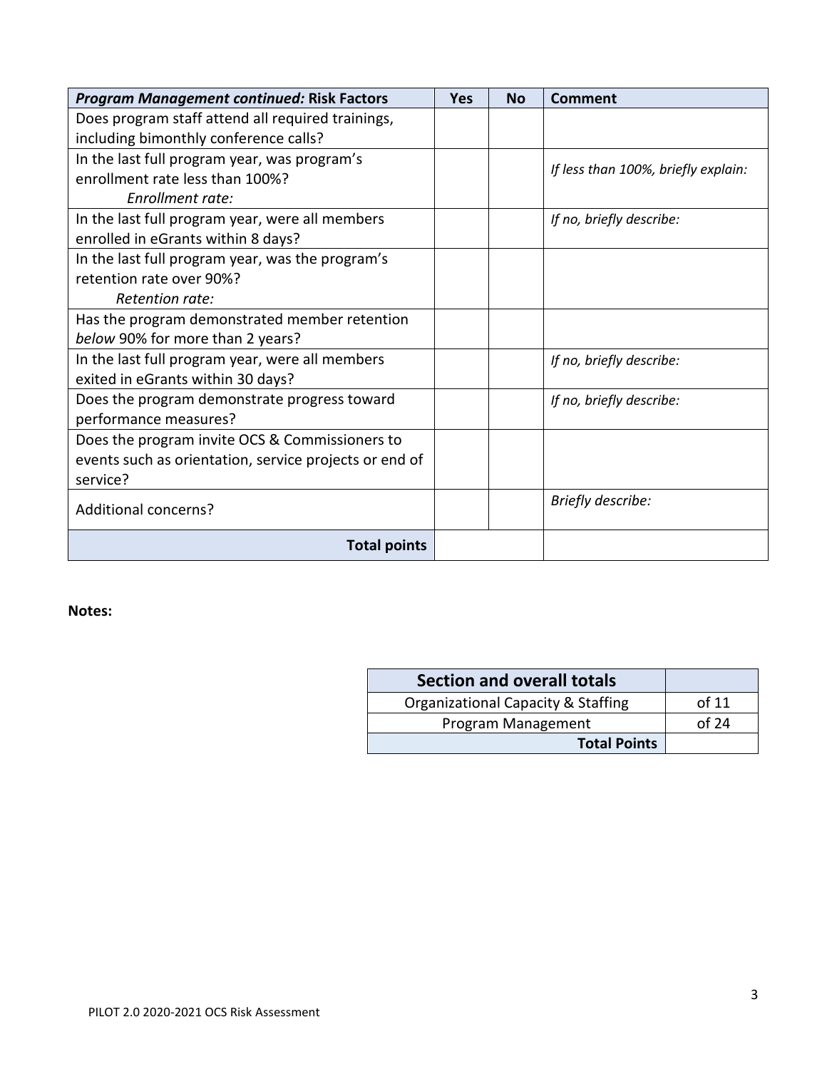| ***Program Management continued:* Risk Factors** | **Yes** | **No** | **Comment** |
|---|---|---|---|
| Does program staff attend all required trainings, including bimonthly conference calls? | | | |
| In the last full program year, was program's enrollment rate less than 100%? *Enrollment rate:* | | | *If less than 100%, briefly explain:* |
| In the last full program year, were all members enrolled in eGrants within 8 days? | | | *If no, briefly describe:* |
| In the last full program year, was the program's retention rate over 90%? *Retention rate:* | | | |
| Has the program demonstrated member retention *below* 90% for more than 2 years? | | | |
| In the last full program year, were all members exited in eGrants within 30 days? | | | *If no, briefly describe:* |
| Does the program demonstrate progress toward performance measures? | | | *If no, briefly describe:* |
| Does the program invite OCS & Commissioners to events such as orientation, service projects or end of service? | | | |
| Additional concerns? | | | *Briefly describe:* |
| **Total points** | | | |

**Notes:**

| **Section and overall totals** | |
|---|---|
| Organizational Capacity & Staffing | of 11 |
| Program Management | of 24 |
| **Total Points** | |